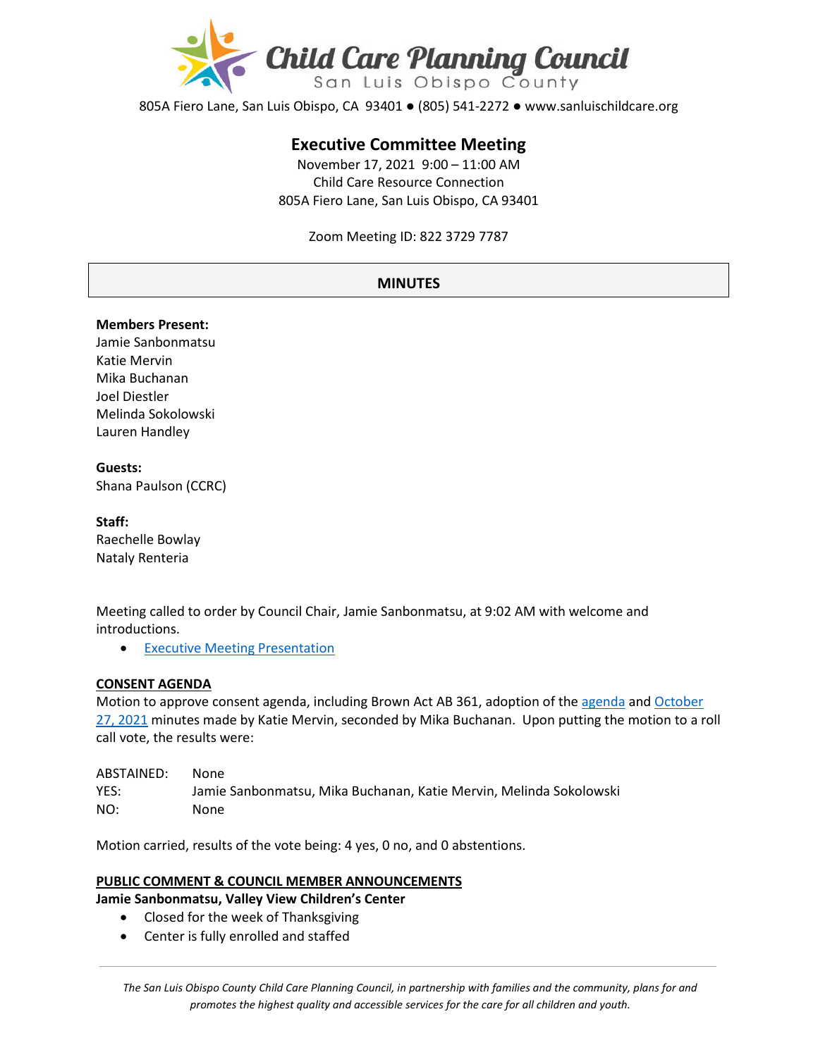# Child Care Planning Council

San Luis Obispo County

805A Fiero Lane, San Luis Obispo, CA 93401 ● (805) 541-2272 ● www.sanluischildcare.org

## Executive Committee Meeting

November 17, 2021 9:00 – 11:00 AM
Child Care Resource Connection
805A Fiero Lane, San Luis Obispo, CA 93401

Zoom Meeting ID: 822 3729 7787

## MINUTES

**Members Present:**
Jamie Sanbonmatsu
Katie Mervin
Mika Buchanan
Joel Diestler
Melinda Sokolowski
Lauren Handley

**Guests:**
Shana Paulson (CCRC)

**Staff:**
Raechelle Bowlay
Nataly Renteria

Meeting called to order by Council Chair, Jamie Sanbonmatsu, at 9:02 AM with welcome and introductions.

- Executive Meeting Presentation

**CONSENT AGENDA**

Motion to approve consent agenda, including Brown Act AB 361, adoption of the agenda and October 27, 2021 minutes made by Katie Mervin, seconded by Mika Buchanan. Upon putting the motion to a roll call vote, the results were:

ABSTAINED: None
YES: Jamie Sanbonmatsu, Mika Buchanan, Katie Mervin, Melinda Sokolowski
NO: None

Motion carried, results of the vote being: 4 yes, 0 no, and 0 abstentions.

**PUBLIC COMMENT & COUNCIL MEMBER ANNOUNCEMENTS**

**Jamie Sanbonmatsu, Valley View Children's Center**

- Closed for the week of Thanksgiving
- Center is fully enrolled and staffed

*The San Luis Obispo County Child Care Planning Council, in partnership with families and the community, plans for and promotes the highest quality and accessible services for the care for all children and youth.*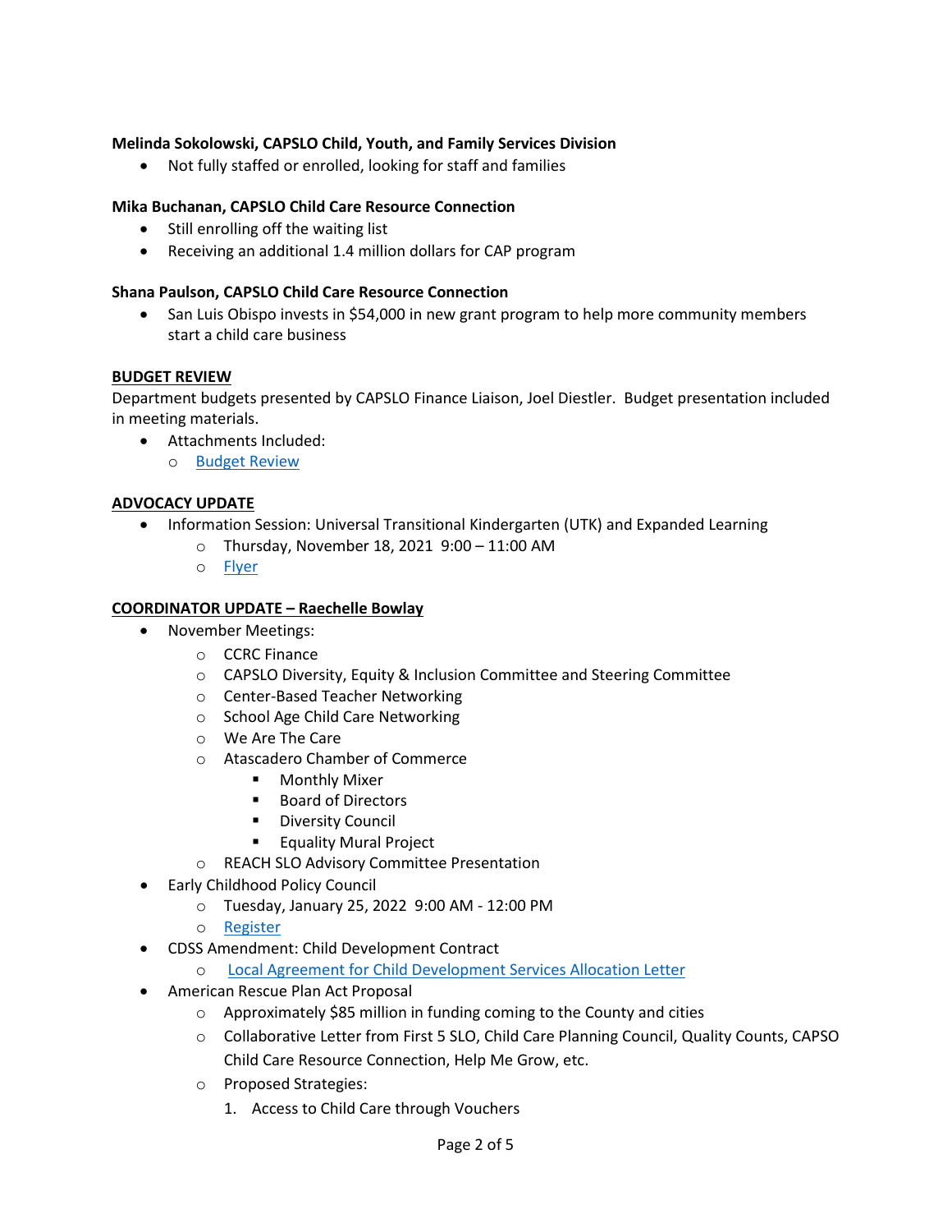**Melinda Sokolowski, CAPSLO Child, Youth, and Family Services Division**

- Not fully staffed or enrolled, looking for staff and families

**Mika Buchanan, CAPSLO Child Care Resource Connection**

- Still enrolling off the waiting list
- Receiving an additional 1.4 million dollars for CAP program

**Shana Paulson, CAPSLO Child Care Resource Connection**

- San Luis Obispo invests in $54,000 in new grant program to help more community members start a child care business

**<u>BUDGET REVIEW</u>**

Department budgets presented by CAPSLO Finance Liaison, Joel Diestler. Budget presentation included in meeting materials.

- Attachments Included:
    - Budget Review

**<u>ADVOCACY UPDATE</u>**

- Information Session: Universal Transitional Kindergarten (UTK) and Expanded Learning
    - Thursday, November 18, 2021 9:00 – 11:00 AM
    - Flyer

**<u>COORDINATOR UPDATE – Raechelle Bowlay</u>**

- November Meetings:
    - CCRC Finance
    - CAPSLO Diversity, Equity & Inclusion Committee and Steering Committee
    - Center-Based Teacher Networking
    - School Age Child Care Networking
    - We Are The Care
    - Atascadero Chamber of Commerce
        - Monthly Mixer
        - Board of Directors
        - Diversity Council
        - Equality Mural Project
    - REACH SLO Advisory Committee Presentation
- Early Childhood Policy Council
    - Tuesday, January 25, 2022 9:00 AM - 12:00 PM
    - Register
- CDSS Amendment: Child Development Contract
    - Local Agreement for Child Development Services Allocation Letter
- American Rescue Plan Act Proposal
    - Approximately $85 million in funding coming to the County and cities
    - Collaborative Letter from First 5 SLO, Child Care Planning Council, Quality Counts, CAPSO Child Care Resource Connection, Help Me Grow, etc.
    - Proposed Strategies:
        1. Access to Child Care through Vouchers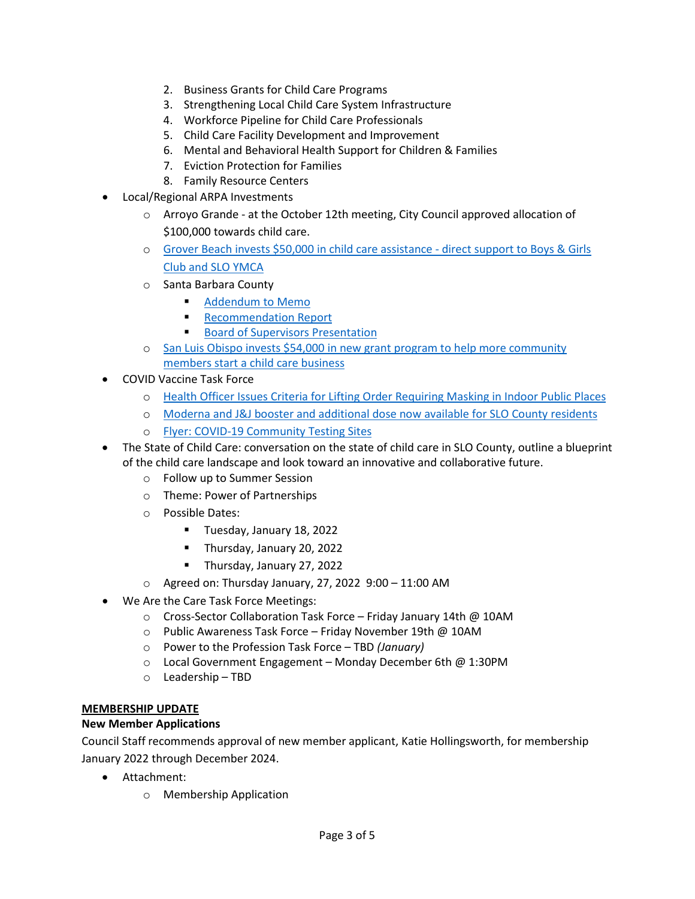2. Business Grants for Child Care Programs
3. Strengthening Local Child Care System Infrastructure
4. Workforce Pipeline for Child Care Professionals
5. Child Care Facility Development and Improvement
6. Mental and Behavioral Health Support for Children & Families
7. Eviction Protection for Families
8. Family Resource Centers

- Local/Regional ARPA Investments
  - Arroyo Grande - at the October 12th meeting, City Council approved allocation of $100,000 towards child care.
  - Grover Beach invests $50,000 in child care assistance - direct support to Boys & Girls Club and SLO YMCA
  - Santa Barbara County
    - Addendum to Memo
    - Recommendation Report
    - Board of Supervisors Presentation
  - San Luis Obispo invests $54,000 in new grant program to help more community members start a child care business
- COVID Vaccine Task Force
  - Health Officer Issues Criteria for Lifting Order Requiring Masking in Indoor Public Places
  - Moderna and J&J booster and additional dose now available for SLO County residents
  - Flyer: COVID-19 Community Testing Sites
- The State of Child Care: conversation on the state of child care in SLO County, outline a blueprint of the child care landscape and look toward an innovative and collaborative future.
  - Follow up to Summer Session
  - Theme: Power of Partnerships
  - Possible Dates:
    - Tuesday, January 18, 2022
    - Thursday, January 20, 2022
    - Thursday, January 27, 2022
  - Agreed on: Thursday January, 27, 2022 9:00 – 11:00 AM
- We Are the Care Task Force Meetings:
  - Cross-Sector Collaboration Task Force – Friday January 14th @ 10AM
  - Public Awareness Task Force – Friday November 19th @ 10AM
  - Power to the Profession Task Force – TBD *(January)*
  - Local Government Engagement – Monday December 6th @ 1:30PM
  - Leadership – TBD

**MEMBERSHIP UPDATE**

**New Member Applications**

Council Staff recommends approval of new member applicant, Katie Hollingsworth, for membership January 2022 through December 2024.

- Attachment:
  - Membership Application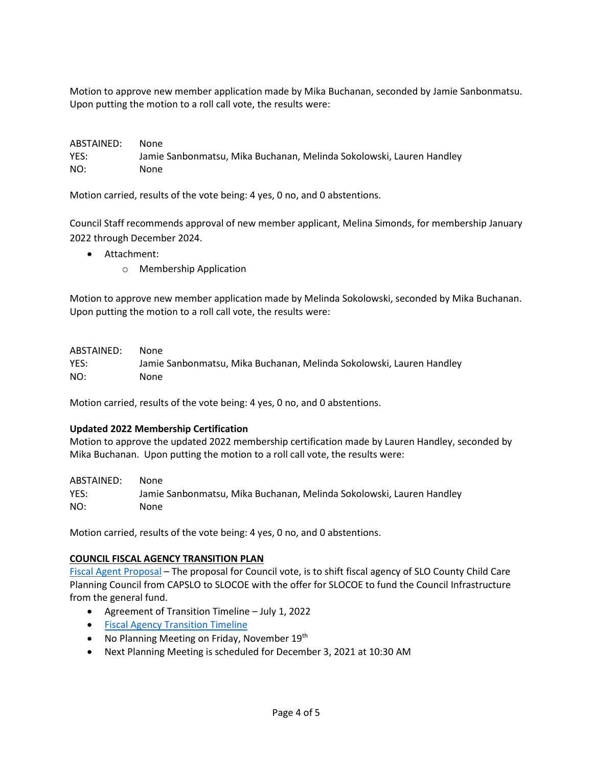Motion to approve new member application made by Mika Buchanan, seconded by Jamie Sanbonmatsu. Upon putting the motion to a roll call vote, the results were:

ABSTAINED: None
YES: Jamie Sanbonmatsu, Mika Buchanan, Melinda Sokolowski, Lauren Handley
NO: None

Motion carried, results of the vote being: 4 yes, 0 no, and 0 abstentions.

Council Staff recommends approval of new member applicant, Melina Simonds, for membership January 2022 through December 2024.

- Attachment:
  - Membership Application

Motion to approve new member application made by Melinda Sokolowski, seconded by Mika Buchanan. Upon putting the motion to a roll call vote, the results were:

ABSTAINED: None
YES: Jamie Sanbonmatsu, Mika Buchanan, Melinda Sokolowski, Lauren Handley
NO: None

Motion carried, results of the vote being: 4 yes, 0 no, and 0 abstentions.

**Updated 2022 Membership Certification**

Motion to approve the updated 2022 membership certification made by Lauren Handley, seconded by Mika Buchanan. Upon putting the motion to a roll call vote, the results were:

ABSTAINED: None
YES: Jamie Sanbonmatsu, Mika Buchanan, Melinda Sokolowski, Lauren Handley
NO: None

Motion carried, results of the vote being: 4 yes, 0 no, and 0 abstentions.

**COUNCIL FISCAL AGENCY TRANSITION PLAN**

Fiscal Agent Proposal – The proposal for Council vote, is to shift fiscal agency of SLO County Child Care Planning Council from CAPSLO to SLOCOE with the offer for SLOCOE to fund the Council Infrastructure from the general fund.

- Agreement of Transition Timeline – July 1, 2022
- Fiscal Agency Transition Timeline
- No Planning Meeting on Friday, November 19th
- Next Planning Meeting is scheduled for December 3, 2021 at 10:30 AM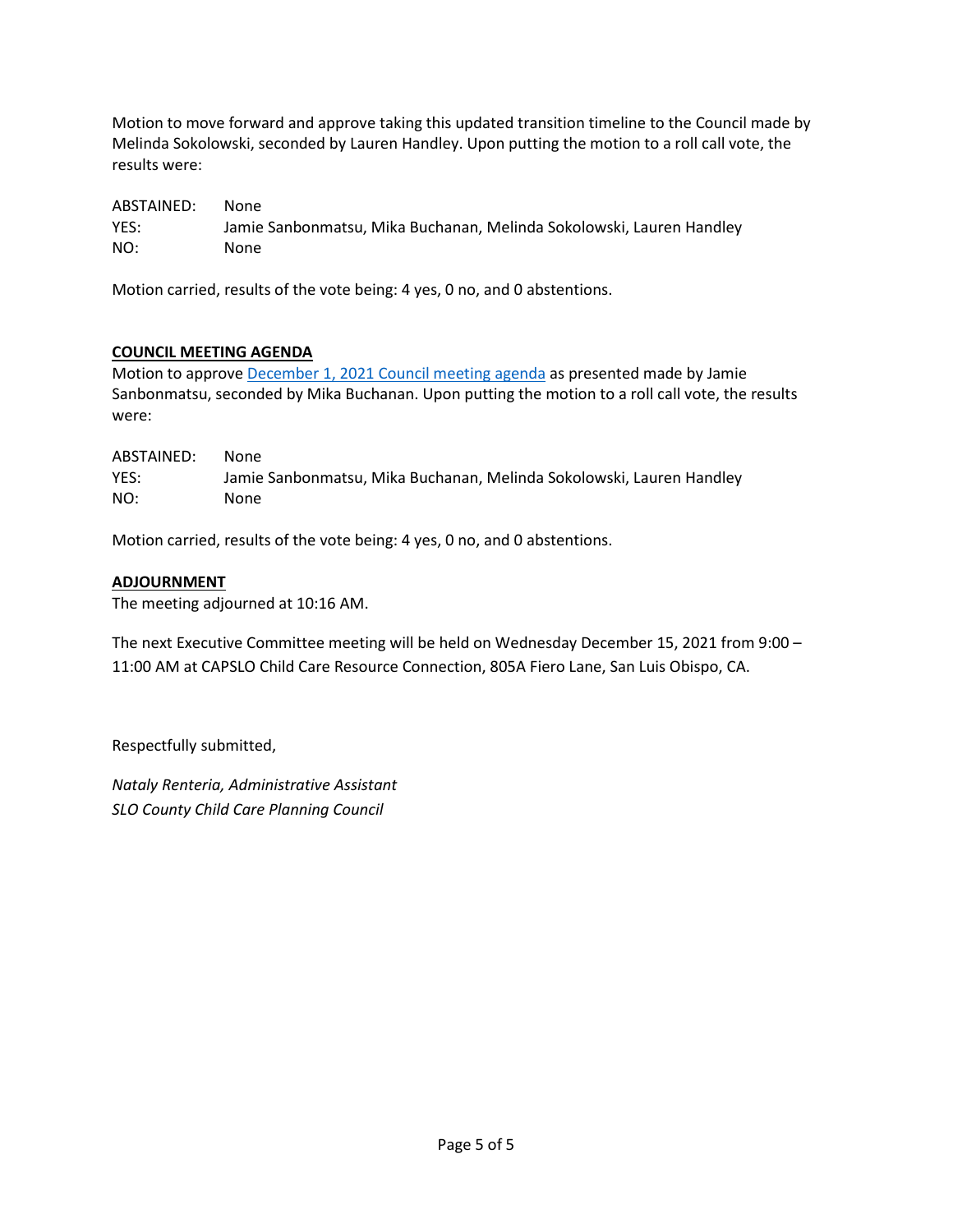Motion to move forward and approve taking this updated transition timeline to the Council made by Melinda Sokolowski, seconded by Lauren Handley. Upon putting the motion to a roll call vote, the results were:

| | |
|---|---|
| ABSTAINED: | None |
| YES: | Jamie Sanbonmatsu, Mika Buchanan, Melinda Sokolowski, Lauren Handley |
| NO: | None |

Motion carried, results of the vote being: 4 yes, 0 no, and 0 abstentions.

**COUNCIL MEETING AGENDA**

Motion to approve December 1, 2021 Council meeting agenda as presented made by Jamie Sanbonmatsu, seconded by Mika Buchanan. Upon putting the motion to a roll call vote, the results were:

| | |
|---|---|
| ABSTAINED: | None |
| YES: | Jamie Sanbonmatsu, Mika Buchanan, Melinda Sokolowski, Lauren Handley |
| NO: | None |

Motion carried, results of the vote being: 4 yes, 0 no, and 0 abstentions.

**ADJOURNMENT**

The meeting adjourned at 10:16 AM.

The next Executive Committee meeting will be held on Wednesday December 15, 2021 from 9:00 – 11:00 AM at CAPSLO Child Care Resource Connection, 805A Fiero Lane, San Luis Obispo, CA.

Respectfully submitted,

*Nataly Renteria, Administrative Assistant*
*SLO County Child Care Planning Council*